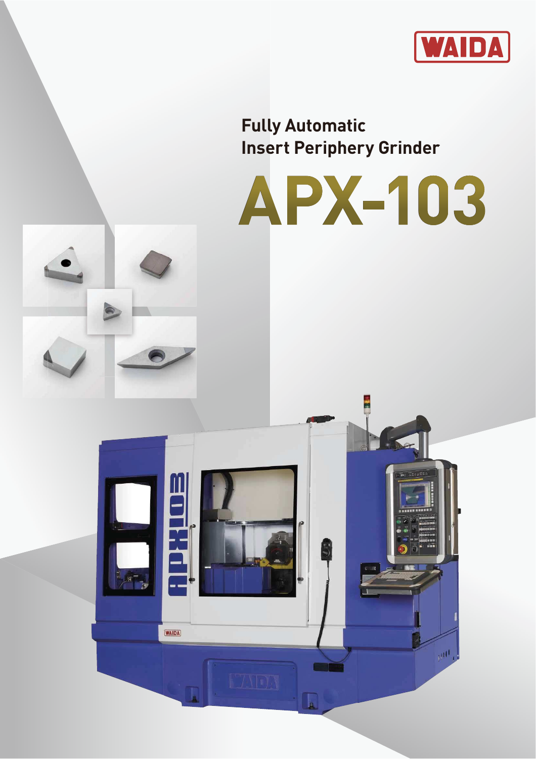WAIDA

# Fully Automatic Insert Periphery Grinder

# APX-103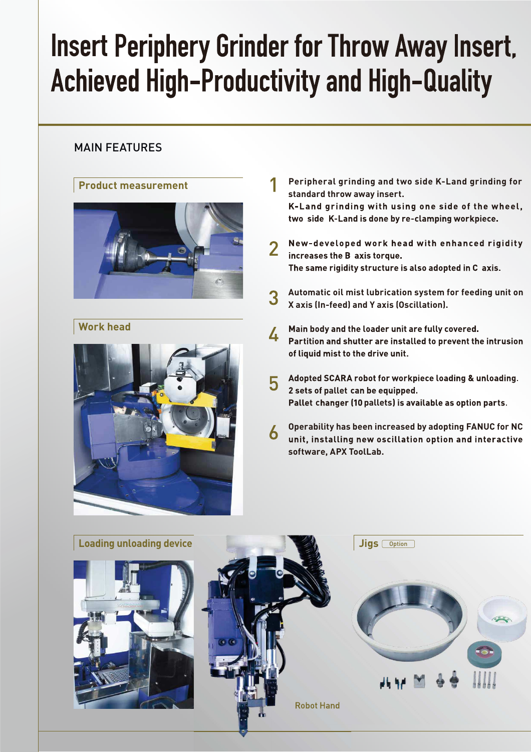# Insert Periphery Grinder for Throw Away Insert, Achieved High-Productivity and High-Quality

## MAIN FEATURES

### Product measurement

### Work head

1. Peripheral grinding and two side K-Land grinding for standard throw away insert.
   K-Land grinding with using one side of the wheel, two side K-Land is done by re-clamping workpiece.

2. New-developed work head with enhanced rigidity increases the B axis torque.
   The same rigidity structure is also adopted in C axis.

3. Automatic oil mist lubrication system for feeding unit on X axis (In-feed) and Y axis (Oscillation).

4. Main body and the loader unit are fully covered.
   Partition and shutter are installed to prevent the intrusion of liquid mist to the drive unit.

5. Adopted SCARA robot for workpiece loading & unloading.
   2 sets of pallet can be equipped.
   Pallet changer (10 pallets) is available as option parts.

6. Operability has been increased by adopting FANUC for NC unit, installing new oscillation option and interactive software, APX ToolLab.

### Loading unloading device

Robot Hand

### Jigs Option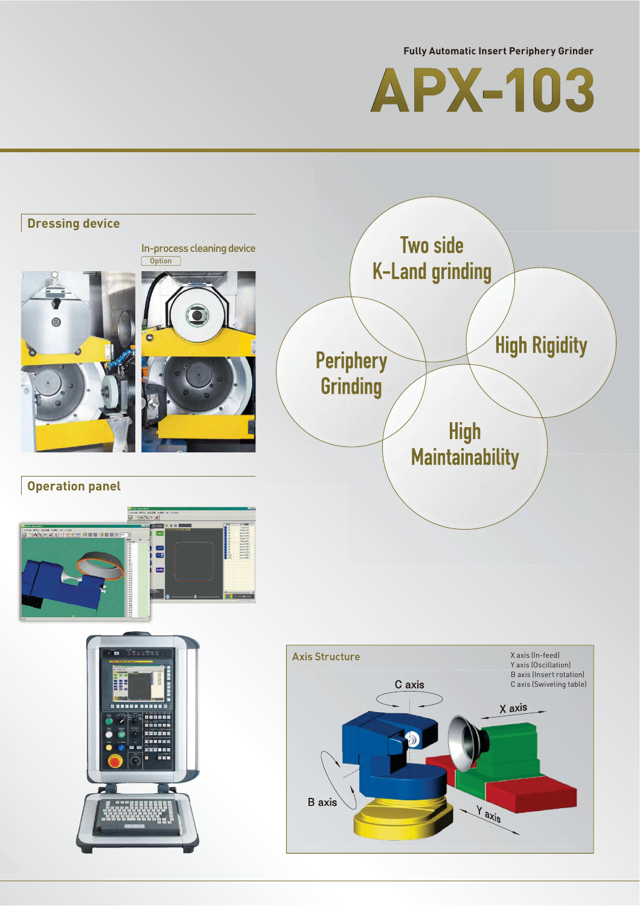Fully Automatic Insert Periphery Grinder

# APX-103

## Dressing device

In-process cleaning device

Option

Two side K-Land grinding

Periphery Grinding

High Rigidity

High Maintainability

## Operation panel

## Axis Structure

X axis (In-feed)
Y axis (Oscillation)
B axis (Insert rotation)
C axis (Swiveling table)

C axis

X axis

B axis

Y axis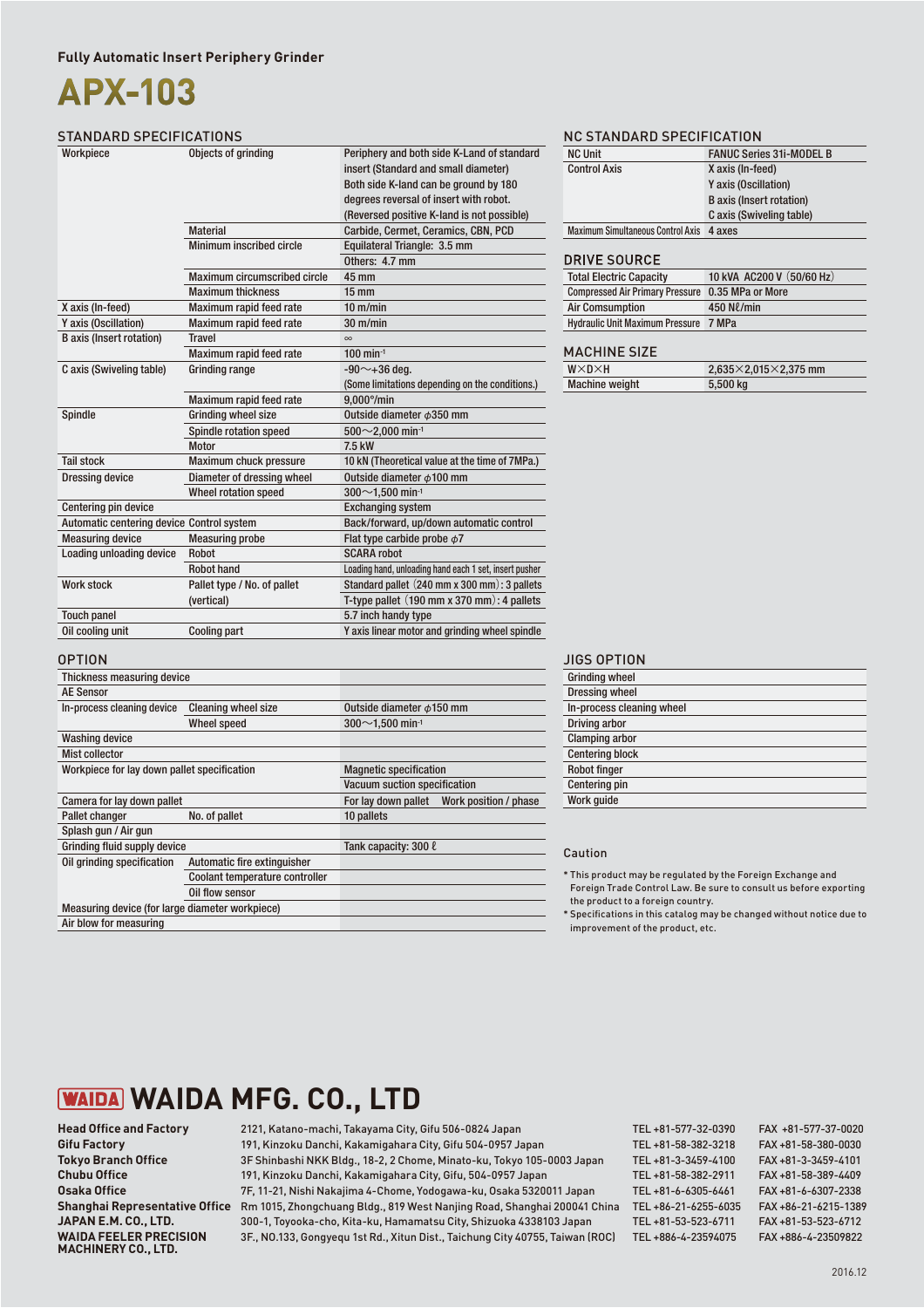Fully Automatic Insert Periphery Grinder

# APX-103

## STANDARD SPECIFICATIONS

| | | |
|---|---|---|
| Workpiece | Objects of grinding | Periphery and both side K-Land of standard insert (Standard and small diameter) Both side K-land can be ground by 180 degrees reversal of insert with robot. (Reversed positive K-land is not possible) |
| | Material | Carbide, Cermet, Ceramics, CBN, PCD |
| | Minimum inscribed circle | Equilateral Triangle: 3.5 mm |
| | | Others: 4.7 mm |
| | Maximum circumscribed circle | 45 mm |
| | Maximum thickness | 15 mm |
| X axis (In-feed) | Maximum rapid feed rate | 10 m/min |
| Y axis (Oscillation) | Maximum rapid feed rate | 30 m/min |
| B axis (Insert rotation) | Travel | ∞ |
| | Maximum rapid feed rate | 100 min$^{-1}$ |
| C axis (Swiveling table) | Grinding range | -90～+36 deg. (Some limitations depending on the conditions.) |
| | Maximum rapid feed rate | 9,000°/min |
| Spindle | Grinding wheel size | Outside diameter $\phi$350 mm |
| | Spindle rotation speed | 500～2,000 min$^{-1}$ |
| | Motor | 7.5 kW |
| Tail stock | Maximum chuck pressure | 10 kN (Theoretical value at the time of 7MPa.) |
| Dressing device | Diameter of dressing wheel | Outside diameter $\phi$100 mm |
| | Wheel rotation speed | 300～1,500 min$^{-1}$ |
| Centering pin device | | Exchanging system |
| Automatic centering device | Control system | Back/forward, up/down automatic control |
| Measuring device | Measuring probe | Flat type carbide probe $\phi$7 |
| Loading unloading device | Robot | SCARA robot |
| | Robot hand | Loading hand, unloading hand each 1 set, insert pusher |
| Work stock | Pallet type / No. of pallet (vertical) | Standard pallet (240 mm x 300 mm): 3 pallets |
| | | T-type pallet (190 mm x 370 mm): 4 pallets |
| Touch panel | | 5.7 inch handy type |
| Oil cooling unit | Cooling part | Y axis linear motor and grinding wheel spindle |

## NC STANDARD SPECIFICATION

| | |
|---|---|
| NC Unit | FANUC Series 31i-MODEL B |
| Control Axis | X axis (In-feed) |
| | Y axis (Oscillation) |
| | B axis (Insert rotation) |
| | C axis (Swiveling table) |
| Maximum Simultaneous Control Axis | 4 axes |

## DRIVE SOURCE

| | |
|---|---|
| Total Electric Capacity | 10 kVA AC200 V (50/60 Hz) |
| Compressed Air Primary Pressure | 0.35 MPa or More |
| Air Comsumption | 450 Nℓ/min |
| Hydraulic Unit Maximum Pressure | 7 MPa |

## MACHINE SIZE

| | |
|---|---|
| W×D×H | 2,635×2,015×2,375 mm |
| Machine weight | 5,500 kg |

## OPTION

| | | |
|---|---|---|
| Thickness measuring device | | |
| AE Sensor | | |
| In-process cleaning device | Cleaning wheel size | Outside diameter $\phi$150 mm |
| | Wheel speed | 300～1,500 min$^{-1}$ |
| Washing device | | |
| Mist collector | | |
| Workpiece for lay down pallet specification | | Magnetic specification |
| | | Vacuum suction specification |
| Camera for lay down pallet | | For lay down pallet Work position / phase |
| Pallet changer | No. of pallet | 10 pallets |
| Splash gun / Air gun | | |
| Grinding fluid supply device | | Tank capacity: 300 ℓ |
| Oil grinding specification | Automatic fire extinguisher | |
| | Coolant temperature controller | |
| | Oil flow sensor | |
| Measuring device (for large diameter workpiece) | | |
| Air blow for measuring | | |

## JIGS OPTION

| |
|---|
| Grinding wheel |
| Dressing wheel |
| In-process cleaning wheel |
| Driving arbor |
| Clamping arbor |
| Centering block |
| Robot finger |
| Centering pin |
| Work guide |

## Caution

* This product may be regulated by the Foreign Exchange and Foreign Trade Control Law. Be sure to consult us before exporting the product to a foreign country.
* Specifications in this catalog may be changed without notice due to improvement of the product, etc.

# WAIDA WAIDA MFG. CO., LTD

| | | | |
|---|---|---|---|
| **Head Office and Factory** | 2121, Katano-machi, Takayama City, Gifu 506-0824 Japan | TEL +81-577-32-0390 | FAX +81-577-37-0020 |
| **Gifu Factory** | 191, Kinzoku Danchi, Kakamigahara City, Gifu 504-0957 Japan | TEL +81-58-382-3218 | FAX +81-58-380-0030 |
| **Tokyo Branch Office** | 3F Shinbashi NKK Bldg., 18-2, 2 Chome, Minato-ku, Tokyo 105-0003 Japan | TEL +81-3-3459-4100 | FAX +81-3-3459-4101 |
| **Chubu Office** | 191, Kinzoku Danchi, Kakamigahara City, Gifu, 504-0957 Japan | TEL +81-58-382-2911 | FAX +81-58-389-4409 |
| **Osaka Office** | 7F, 11-21, Nishi Nakajima 4-Chome, Yodogawa-ku, Osaka 5320011 Japan | TEL +81-6-6305-6461 | FAX +81-6-6307-2338 |
| **Shanghai Representative Office** | Rm 1015, Zhongchuang Bldg., 819 West Nanjing Road, Shanghai 200041 China | TEL +86-21-6255-6035 | FAX +86-21-6215-1389 |
| **JAPAN E.M. CO., LTD.** | 300-1, Toyooka-cho, Kita-ku, Hamamatsu City, Shizuoka 4338103 Japan | TEL +81-53-523-6711 | FAX +81-53-523-6712 |
| **WAIDA FEELER PRECISION MACHINERY CO., LTD.** | 3F., NO.133, Gongyequ 1st Rd., Xitun Dist., Taichung City 40755, Taiwan (ROC) | TEL +886-4-23594075 | FAX +886-4-23509822 |

2016.12